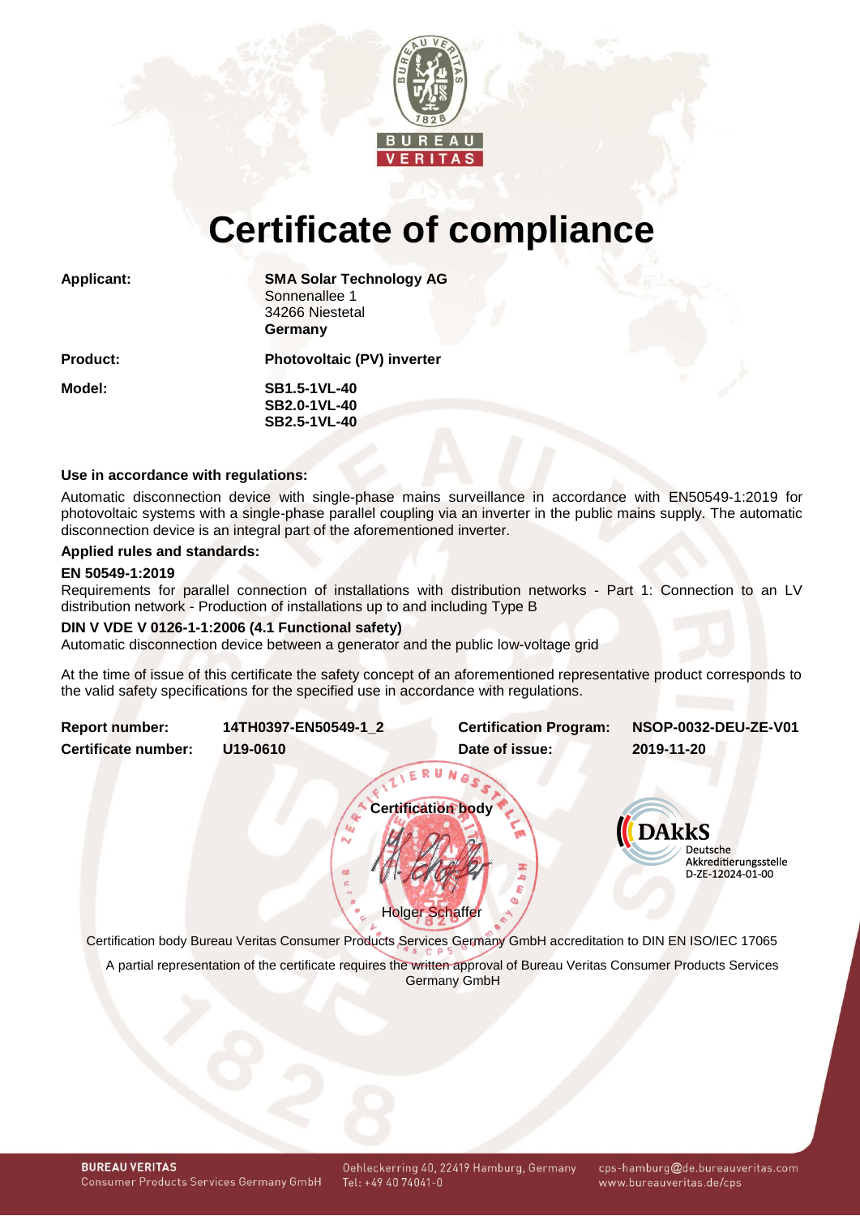# Certificate of compliance

| | |
|---|---|
| **Applicant:** | **SMA Solar Technology AG**<br>Sonnenallee 1<br>34266 Niestetal<br>**Germany** |
| **Product:** | **Photovoltaic (PV) inverter** |
| **Model:** | **SB1.5-1VL-40**<br>**SB2.0-1VL-40**<br>**SB2.5-1VL-40** |

**Use in accordance with regulations:**

Automatic disconnection device with single-phase mains surveillance in accordance with EN50549-1:2019 for photovoltaic systems with a single-phase parallel coupling via an inverter in the public mains supply. The automatic disconnection device is an integral part of the aforementioned inverter.

**Applied rules and standards:**

**EN 50549-1:2019**

Requirements for parallel connection of installations with distribution networks - Part 1: Connection to an LV distribution network - Production of installations up to and including Type B

**DIN V VDE V 0126-1-1:2006 (4.1 Functional safety)**

Automatic disconnection device between a generator and the public low-voltage grid

At the time of issue of this certificate the safety concept of an aforementioned representative product corresponds to the valid safety specifications for the specified use in accordance with regulations.

| | | | |
|---|---|---|---|
| **Report number:** | **14TH0397-EN50549-1_2** | **Certification Program:** | **NSOP-0032-DEU-ZE-V01** |
| **Certificate number:** | **U19-0610** | **Date of issue:** | **2019-11-20** |

**Certification body**

Holger Schaffer

DAkkS Deutsche Akkreditierungsstelle D-ZE-12024-01-00

Certification body Bureau Veritas Consumer Products Services Germany GmbH accreditation to DIN EN ISO/IEC 17065

A partial representation of the certificate requires the written approval of Bureau Veritas Consumer Products Services Germany GmbH

**BUREAU VERITAS**
Consumer Products Services Germany GmbH
Oehleckerring 40, 22419 Hamburg, Germany
Tel: +49 40 74041-0
cps-hamburg@de.bureauveritas.com
www.bureauveritas.de/cps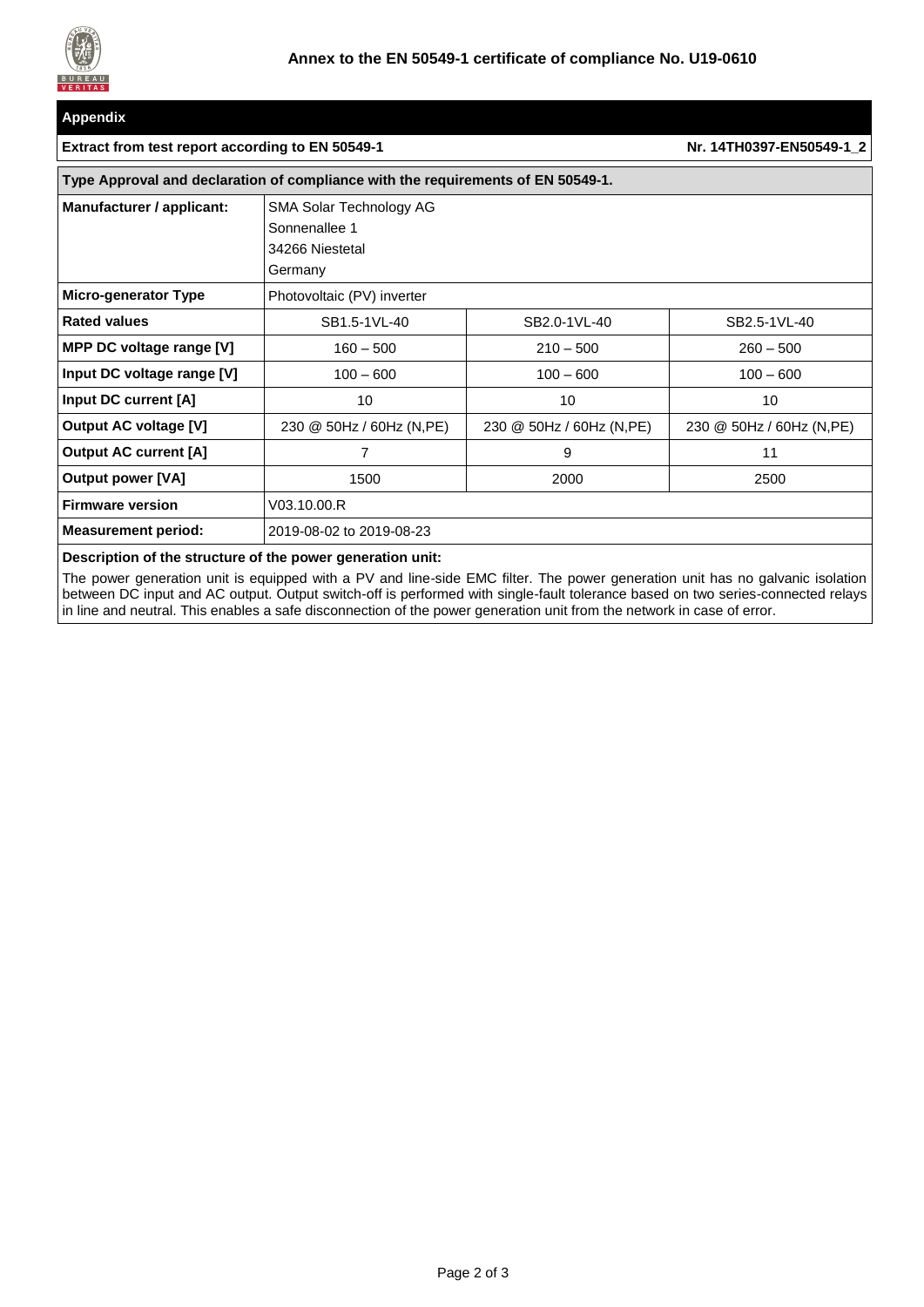**Annex to the EN 50549-1 certificate of compliance No. U19-0610**

## Appendix

**Extract from test report according to EN 50549-1** — **Nr. 14TH0397-EN50549-1_2**

| **Type Approval and declaration of compliance with the requirements of EN 50549-1.** | | | |
|---|---|---|---|
| **Manufacturer / applicant:** | SMA Solar Technology AG<br>Sonnenallee 1<br>34266 Niestetal<br>Germany | | |
| **Micro-generator Type** | Photovoltaic (PV) inverter | | |
| **Rated values** | SB1.5-1VL-40 | SB2.0-1VL-40 | SB2.5-1VL-40 |
| **MPP DC voltage range [V]** | 160 – 500 | 210 – 500 | 260 – 500 |
| **Input DC voltage range [V]** | 100 – 600 | 100 – 600 | 100 – 600 |
| **Input DC current [A]** | 10 | 10 | 10 |
| **Output AC voltage [V]** | 230 @ 50Hz / 60Hz (N,PE) | 230 @ 50Hz / 60Hz (N,PE) | 230 @ 50Hz / 60Hz (N,PE) |
| **Output AC current [A]** | 7 | 9 | 11 |
| **Output power [VA]** | 1500 | 2000 | 2500 |
| **Firmware version** | V03.10.00.R | | |
| **Measurement period:** | 2019-08-02 to 2019-08-23 | | |

**Description of the structure of the power generation unit:**

The power generation unit is equipped with a PV and line-side EMC filter. The power generation unit has no galvanic isolation between DC input and AC output. Output switch-off is performed with single-fault tolerance based on two series-connected relays in line and neutral. This enables a safe disconnection of the power generation unit from the network in case of error.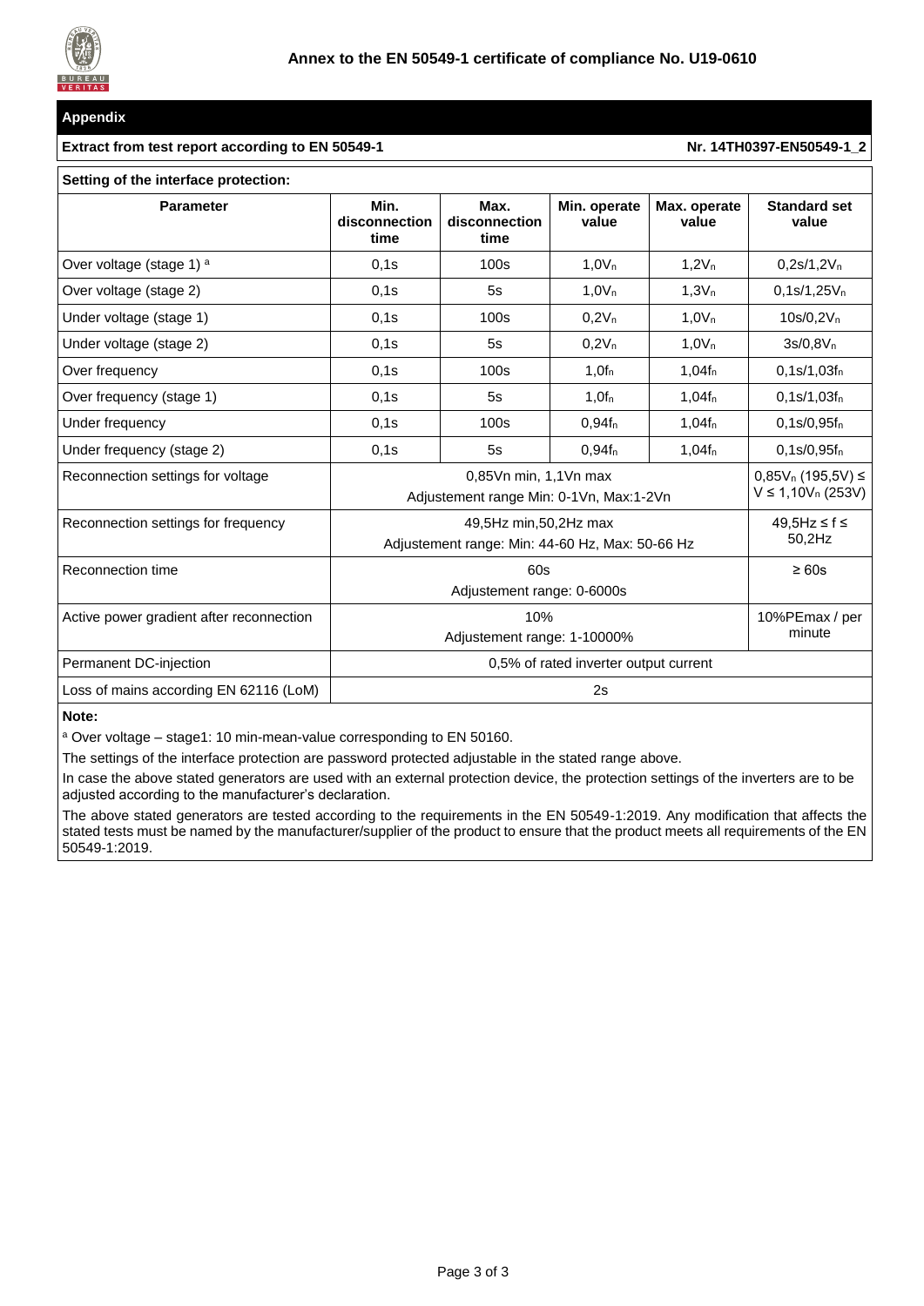**Annex to the EN 50549-1 certificate of compliance No. U19-0610**

## Appendix

**Extract from test report according to EN 50549-1** **Nr. 14TH0397-EN50549-1_2**

**Setting of the interface protection:**

| Parameter | Min. disconnection time | Max. disconnection time | Min. operate value | Max. operate value | Standard set value |
|---|---|---|---|---|---|
| Over voltage (stage 1) [a] | 0,1s | 100s | $1{,}0V_n$ | $1{,}2V_n$ | $0{,}2s/1{,}2V_n$ |
| Over voltage (stage 2) | 0,1s | 5s | $1{,}0V_n$ | $1{,}3V_n$ | $0{,}1s/1{,}25V_n$ |
| Under voltage (stage 1) | 0,1s | 100s | $0{,}2V_n$ | $1{,}0V_n$ | $10s/0{,}2V_n$ |
| Under voltage (stage 2) | 0,1s | 5s | $0{,}2V_n$ | $1{,}0V_n$ | $3s/0{,}8V_n$ |
| Over frequency | 0,1s | 100s | $1{,}0f_n$ | $1{,}04f_n$ | $0{,}1s/1{,}03f_n$ |
| Over frequency (stage 1) | 0,1s | 5s | $1{,}0f_n$ | $1{,}04f_n$ | $0{,}1s/1{,}03f_n$ |
| Under frequency | 0,1s | 100s | $0{,}94f_n$ | $1{,}04f_n$ | $0{,}1s/0{,}95f_n$ |
| Under frequency (stage 2) | 0,1s | 5s | $0{,}94f_n$ | $1{,}04f_n$ | $0{,}1s/0{,}95f_n$ |
| Reconnection settings for voltage | 0,85Vn min, 1,1Vn max<br>Adjustement range Min: 0-1Vn, Max:1-2Vn | | | | $0{,}85V_n$ (195,5V) ≤ V ≤ $1{,}10V_n$ (253V) |
| Reconnection settings for frequency | 49,5Hz min,50,2Hz max<br>Adjustement range: Min: 44-60 Hz, Max: 50-66 Hz | | | | 49,5Hz ≤ f ≤ 50,2Hz |
| Reconnection time | 60s<br>Adjustement range: 0-6000s | | | | ≥ 60s |
| Active power gradient after reconnection | 10%<br>Adjustement range: 1-10000% | | | | 10%PEmax / per minute |
| Permanent DC-injection | 0,5% of rated inverter output current | | | | |
| Loss of mains according EN 62116 (LoM) | 2s | | | | |

**Note:**

[a] Over voltage – stage1: 10 min-mean-value corresponding to EN 50160.

The settings of the interface protection are password protected adjustable in the stated range above.

In case the above stated generators are used with an external protection device, the protection settings of the inverters are to be adjusted according to the manufacturer's declaration.

The above stated generators are tested according to the requirements in the EN 50549-1:2019. Any modification that affects the stated tests must be named by the manufacturer/supplier of the product to ensure that the product meets all requirements of the EN 50549-1:2019.